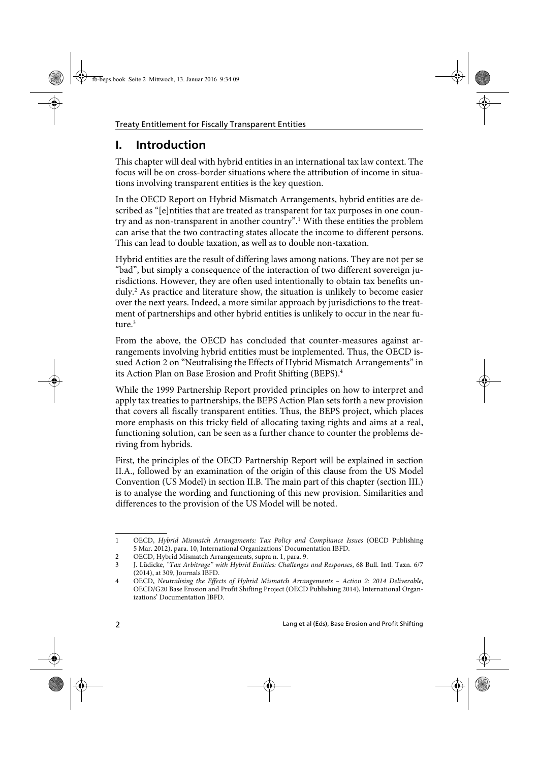# I. Introduction

This chapter will deal with hybrid entities in an international tax law context. The focus will be on cross-border situations where the attribution of income in situations involving transparent entities is the key question.

In the OECD Report on Hybrid Mismatch Arrangements, hybrid entities are described as "[e]ntities that are treated as transparent for tax purposes in one country and as non-transparent in another country".[1] With these entities the problem can arise that the two contracting states allocate the income to different persons. This can lead to double taxation, as well as to double non-taxation.

Hybrid entities are the result of differing laws among nations. They are not per se "bad", but simply a consequence of the interaction of two different sovereign jurisdictions. However, they are often used intentionally to obtain tax benefits unduly.[2] As practice and literature show, the situation is unlikely to become easier over the next years. Indeed, a more similar approach by jurisdictions to the treatment of partnerships and other hybrid entities is unlikely to occur in the near future.[3]

From the above, the OECD has concluded that counter-measures against arrangements involving hybrid entities must be implemented. Thus, the OECD issued Action 2 on "Neutralising the Effects of Hybrid Mismatch Arrangements" in its Action Plan on Base Erosion and Profit Shifting (BEPS).[4]

While the 1999 Partnership Report provided principles on how to interpret and apply tax treaties to partnerships, the BEPS Action Plan sets forth a new provision that covers all fiscally transparent entities. Thus, the BEPS project, which places more emphasis on this tricky field of allocating taxing rights and aims at a real, functioning solution, can be seen as a further chance to counter the problems deriving from hybrids.

First, the principles of the OECD Partnership Report will be explained in section II.A., followed by an examination of the origin of this clause from the US Model Convention (US Model) in section II.B. The main part of this chapter (section III.) is to analyse the wording and functioning of this new provision. Similarities and differences to the provision of the US Model will be noted.

---

1 OECD, *Hybrid Mismatch Arrangements: Tax Policy and Compliance Issues* (OECD Publishing 5 Mar. 2012), para. 10, International Organizations' Documentation IBFD.

2 OECD, Hybrid Mismatch Arrangements, supra n. 1, para. 9.

3 J. Lüdicke, *"Tax Arbitrage" with Hybrid Entities: Challenges and Responses*, 68 Bull. Intl. Taxn. 6/7 (2014), at 309, Journals IBFD.

4 OECD, *Neutralising the Effects of Hybrid Mismatch Arrangements – Action 2: 2014 Deliverable*, OECD/G20 Base Erosion and Profit Shifting Project (OECD Publishing 2014), International Organizations' Documentation IBFD.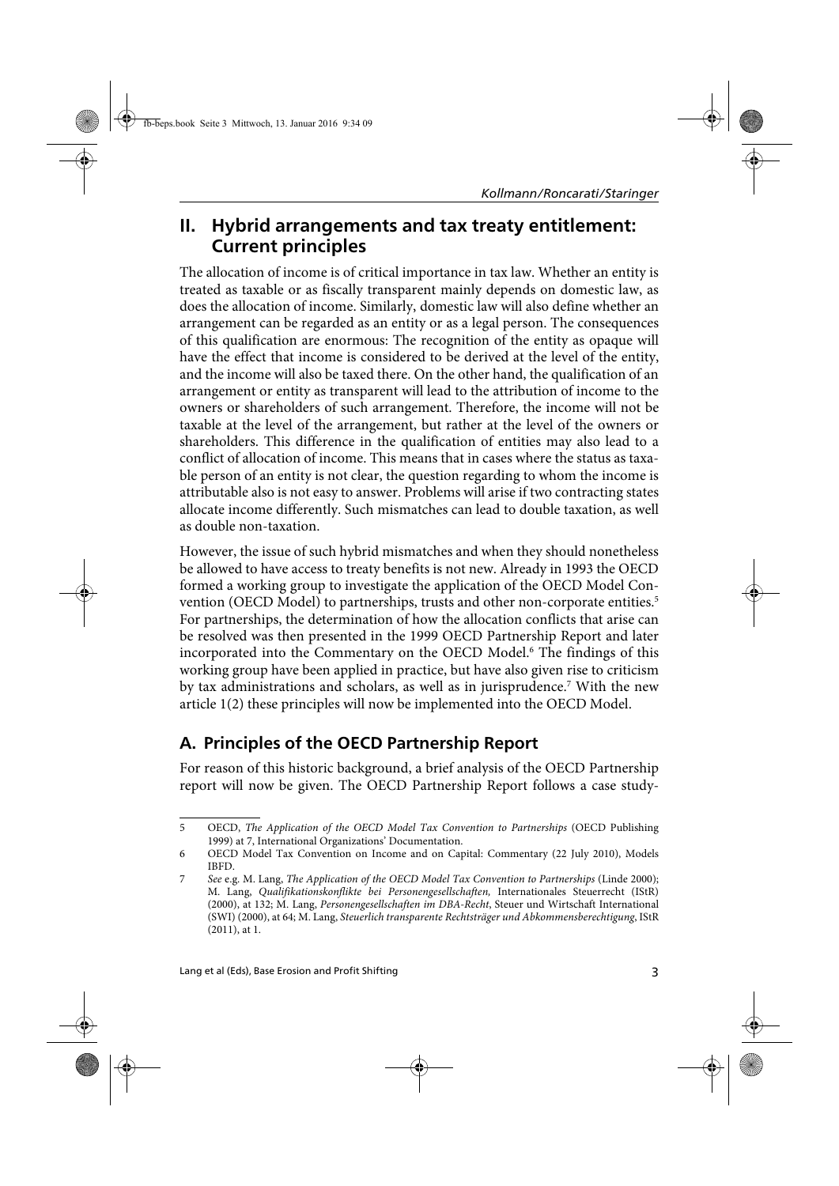## II. Hybrid arrangements and tax treaty entitlement: Current principles

The allocation of income is of critical importance in tax law. Whether an entity is treated as taxable or as fiscally transparent mainly depends on domestic law, as does the allocation of income. Similarly, domestic law will also define whether an arrangement can be regarded as an entity or as a legal person. The consequences of this qualification are enormous: The recognition of the entity as opaque will have the effect that income is considered to be derived at the level of the entity, and the income will also be taxed there. On the other hand, the qualification of an arrangement or entity as transparent will lead to the attribution of income to the owners or shareholders of such arrangement. Therefore, the income will not be taxable at the level of the arrangement, but rather at the level of the owners or shareholders. This difference in the qualification of entities may also lead to a conflict of allocation of income. This means that in cases where the status as taxable person of an entity is not clear, the question regarding to whom the income is attributable also is not easy to answer. Problems will arise if two contracting states allocate income differently. Such mismatches can lead to double taxation, as well as double non-taxation.

However, the issue of such hybrid mismatches and when they should nonetheless be allowed to have access to treaty benefits is not new. Already in 1993 the OECD formed a working group to investigate the application of the OECD Model Convention (OECD Model) to partnerships, trusts and other non-corporate entities.[5] For partnerships, the determination of how the allocation conflicts that arise can be resolved was then presented in the 1999 OECD Partnership Report and later incorporated into the Commentary on the OECD Model.[6] The findings of this working group have been applied in practice, but have also given rise to criticism by tax administrations and scholars, as well as in jurisprudence.[7] With the new article 1(2) these principles will now be implemented into the OECD Model.

### A. Principles of the OECD Partnership Report

For reason of this historic background, a brief analysis of the OECD Partnership report will now be given. The OECD Partnership Report follows a case study-

---

5 OECD, *The Application of the OECD Model Tax Convention to Partnerships* (OECD Publishing 1999) at 7, International Organizations' Documentation.

6 OECD Model Tax Convention on Income and on Capital: Commentary (22 July 2010), Models IBFD.

7 *See* e.g. M. Lang, *The Application of the OECD Model Tax Convention to Partnerships* (Linde 2000); M. Lang, *Qualifikationskonflikte bei Personengesellschaften,* Internationales Steuerrecht (IStR) (2000), at 132; M. Lang, *Personengesellschaften im DBA-Recht*, Steuer und Wirtschaft International (SWI) (2000), at 64; M. Lang, *Steuerlich transparente Rechtsträger und Abkommensberechtigung*, IStR (2011), at 1.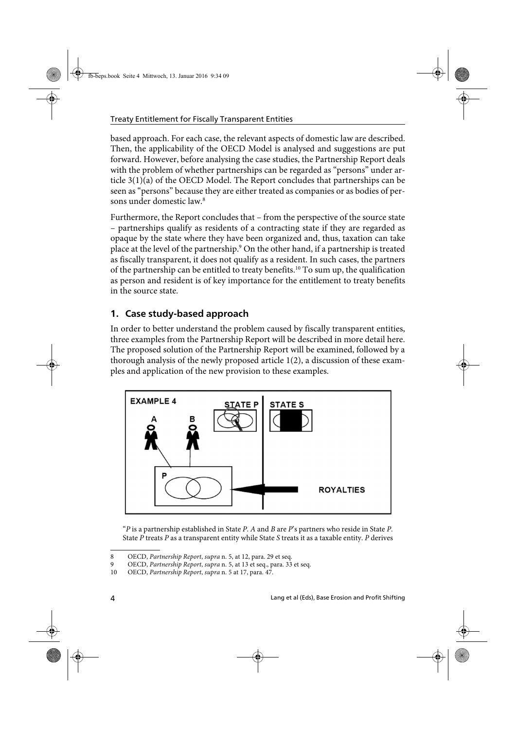based approach. For each case, the relevant aspects of domestic law are described. Then, the applicability of the OECD Model is analysed and suggestions are put forward. However, before analysing the case studies, the Partnership Report deals with the problem of whether partnerships can be regarded as "persons" under article 3(1)(a) of the OECD Model. The Report concludes that partnerships can be seen as "persons" because they are either treated as companies or as bodies of persons under domestic law.[8]

Furthermore, the Report concludes that – from the perspective of the source state – partnerships qualify as residents of a contracting state if they are regarded as opaque by the state where they have been organized and, thus, taxation can take place at the level of the partnership.[9] On the other hand, if a partnership is treated as fiscally transparent, it does not qualify as a resident. In such cases, the partners of the partnership can be entitled to treaty benefits.[10] To sum up, the qualification as person and resident is of key importance for the entitlement to treaty benefits in the source state.

## 1. Case study-based approach

In order to better understand the problem caused by fiscally transparent entities, three examples from the Partnership Report will be described in more detail here. The proposed solution of the Partnership Report will be examined, followed by a thorough analysis of the newly proposed article 1(2), a discussion of these examples and application of the new provision to these examples.

EXAMPLE 4 — STATE P | STATE S — A, B — P — ROYALTIES

"*P* is a partnership established in State *P*. *A* and *B* are *P*'s partners who reside in State *P*. State *P* treats *P* as a transparent entity while State *S* treats it as a taxable entity. *P* derives

---

8 OECD, *Partnership Report*, *supra* n. 5, at 12, para. 29 et seq.

9 OECD, *Partnership Report*, *supra* n. 5, at 13 et seq., para. 33 et seq.

10 OECD, *Partnership Report*, *supra* n. 5 at 17, para. 47.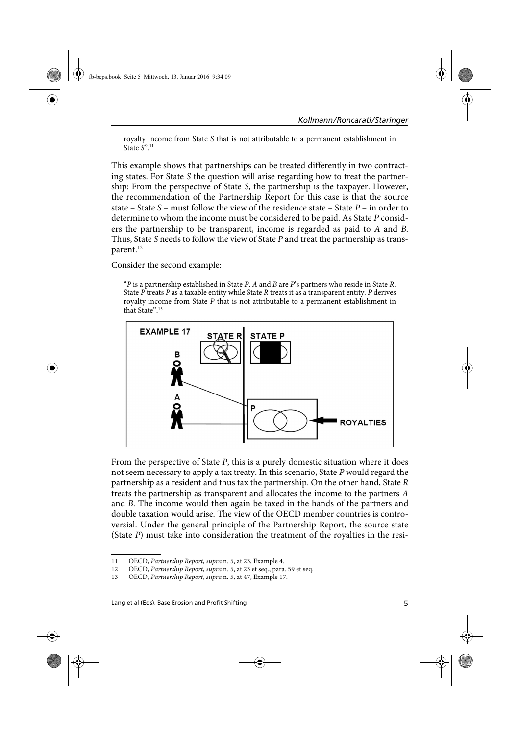royalty income from State *S* that is not attributable to a permanent establishment in State *S*".[11]

This example shows that partnerships can be treated differently in two contracting states. For State *S* the question will arise regarding how to treat the partnership: From the perspective of State *S*, the partnership is the taxpayer. However, the recommendation of the Partnership Report for this case is that the source state – State *S* – must follow the view of the residence state – State *P* – in order to determine to whom the income must be considered to be paid. As State *P* considers the partnership to be transparent, income is regarded as paid to *A* and *B*. Thus, State *S* needs to follow the view of State *P* and treat the partnership as transparent.[12]

Consider the second example:

> "*P* is a partnership established in State *P*. *A* and *B* are *P*'s partners who reside in State *R*. State *P* treats *P* as a taxable entity while State *R* treats it as a transparent entity. *P* derives royalty income from State *P* that is not attributable to a permanent establishment in that State".[13]

EXAMPLE 17

From the perspective of State *P*, this is a purely domestic situation where it does not seem necessary to apply a tax treaty. In this scenario, State *P* would regard the partnership as a resident and thus tax the partnership. On the other hand, State *R* treats the partnership as transparent and allocates the income to the partners *A* and *B*. The income would then again be taxed in the hands of the partners and double taxation would arise. The view of the OECD member countries is controversial. Under the general principle of the Partnership Report, the source state (State *P*) must take into consideration the treatment of the royalties in the resi-

---

11 OECD, *Partnership Report*, *supra* n. 5, at 23, Example 4.

12 OECD, *Partnership Report*, *supra* n. 5, at 23 et seq., para. 59 et seq.

13 OECD, *Partnership Report*, *supra* n. 5, at 47, Example 17.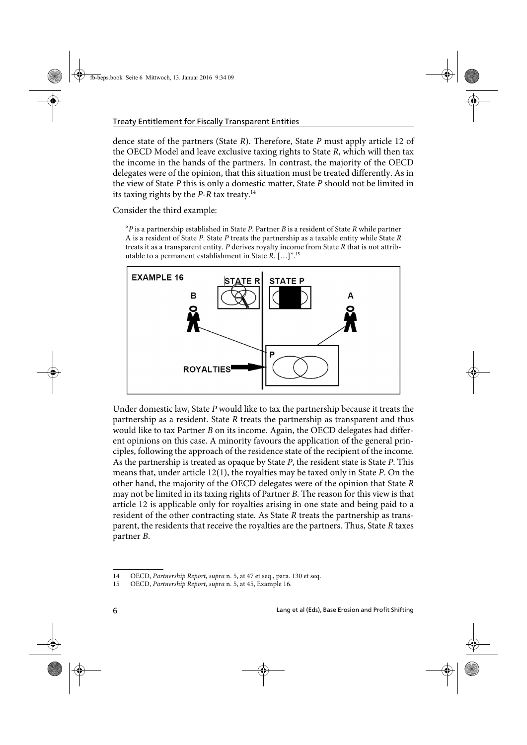dence state of the partners (State *R*). Therefore, State *P* must apply article 12 of the OECD Model and leave exclusive taxing rights to State *R*, which will then tax the income in the hands of the partners. In contrast, the majority of the OECD delegates were of the opinion, that this situation must be treated differently. As in the view of State *P* this is only a domestic matter, State *P* should not be limited in its taxing rights by the *P*-*R* tax treaty.[14]

Consider the third example:

> "*P* is a partnership established in State *P*. Partner *B* is a resident of State *R* while partner A is a resident of State *P*. State *P* treats the partnership as a taxable entity while State *R* treats it as a transparent entity. *P* derives royalty income from State *R* that is not attributable to a permanent establishment in State *R*. […]".[15]

EXAMPLE 16

STATE R

STATE P

B

A

P

ROYALTIES

Under domestic law, State *P* would like to tax the partnership because it treats the partnership as a resident. State *R* treats the partnership as transparent and thus would like to tax Partner *B* on its income. Again, the OECD delegates had different opinions on this case. A minority favours the application of the general principles, following the approach of the residence state of the recipient of the income. As the partnership is treated as opaque by State *P*, the resident state is State *P*. This means that, under article 12(1), the royalties may be taxed only in State *P*. On the other hand, the majority of the OECD delegates were of the opinion that State *R* may not be limited in its taxing rights of Partner *B*. The reason for this view is that article 12 is applicable only for royalties arising in one state and being paid to a resident of the other contracting state. As State *R* treats the partnership as transparent, the residents that receive the royalties are the partners. Thus, State *R* taxes partner *B*.

---

14 OECD, *Partnership Report*, *supra* n. 5, at 47 et seq., para. 130 et seq.

15 OECD, *Partnership Report*, *supra* n. 5, at 45, Example 16.